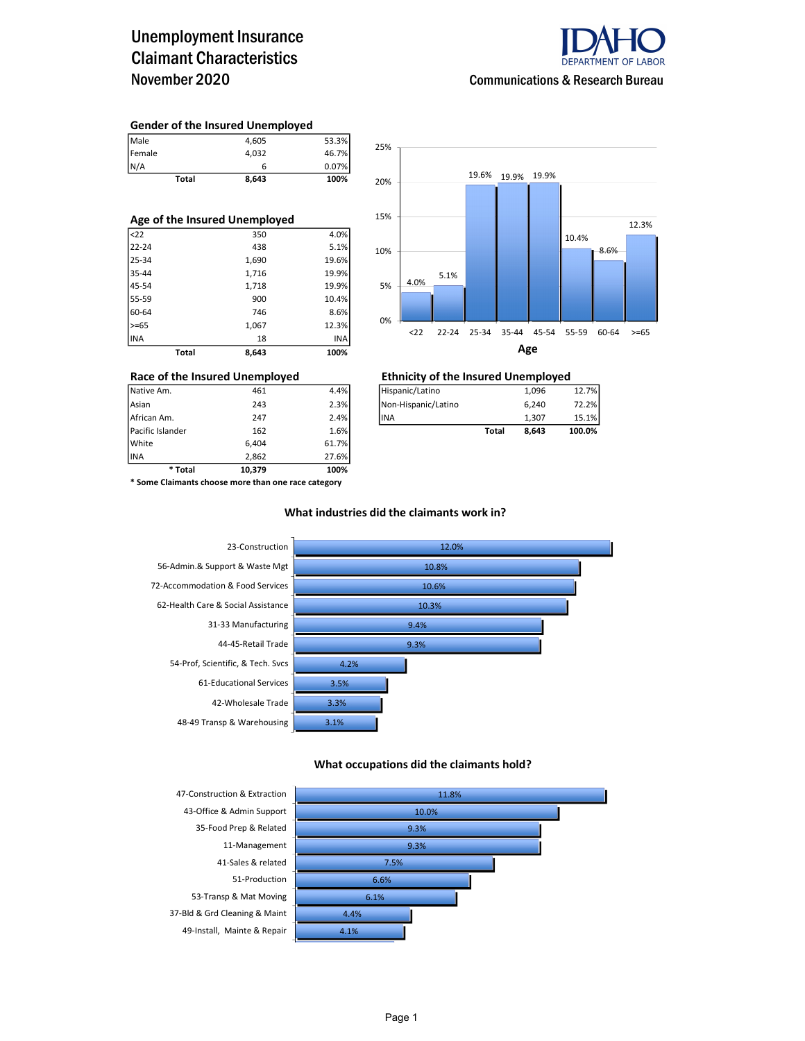# Unemployment Insurance Claimant Characteristics
## November 2020

IDAHO DEPARTMENT OF LABOR
Communications & Research Bureau

### Gender of the Insured Unemployed

| | | |
|---|---|---|
| Male | 4,605 | 53.3% |
| Female | 4,032 | 46.7% |
| N/A | 6 | 0.07% |
| **Total** | **8,643** | **100%** |

### Age of the Insured Unemployed

| | | |
|---|---|---|
| <22 | 350 | 4.0% |
| 22-24 | 438 | 5.1% |
| 25-34 | 1,690 | 19.6% |
| 35-44 | 1,716 | 19.9% |
| 45-54 | 1,718 | 19.9% |
| 55-59 | 900 | 10.4% |
| 60-64 | 746 | 8.6% |
| >=65 | 1,067 | 12.3% |
| INA | 18 | INA |
| **Total** | **8,643** | **100%** |

Age chart:

| Age | % |
|---|---|
| <22 | 4.0% |
| 22-24 | 5.1% |
| 25-34 | 19.6% |
| 35-44 | 19.9% |
| 45-54 | 19.9% |
| 55-59 | 10.4% |
| 60-64 | 8.6% |
| >=65 | 12.3% |

### Race of the Insured Unemployed

| | | |
|---|---|---|
| Native Am. | 461 | 4.4% |
| Asian | 243 | 2.3% |
| African Am. | 247 | 2.4% |
| Pacific Islander | 162 | 1.6% |
| White | 6,404 | 61.7% |
| INA | 2,862 | 27.6% |
| **\* Total** | **10,379** | **100%** |

**\* Some Claimants choose more than one race category**

### Ethnicity of the Insured Unemployed

| | | |
|---|---|---|
| Hispanic/Latino | 1,096 | 12.7% |
| Non-Hispanic/Latino | 6,240 | 72.2% |
| INA | 1,307 | 15.1% |
| **Total** | **8,643** | **100.0%** |

### What industries did the claimants work in?

| Industry | % |
|---|---|
| 23-Construction | 12.0% |
| 56-Admin.& Support & Waste Mgt | 10.8% |
| 72-Accommodation & Food Services | 10.6% |
| 62-Health Care & Social Assistance | 10.3% |
| 31-33 Manufacturing | 9.4% |
| 44-45-Retail Trade | 9.3% |
| 54-Prof, Scientific, & Tech. Svcs | 4.2% |
| 61-Educational Services | 3.5% |
| 42-Wholesale Trade | 3.3% |
| 48-49 Transp & Warehousing | 3.1% |

### What occupations did the claimants hold?

| Occupation | % |
|---|---|
| 47-Construction & Extraction | 11.8% |
| 43-Office & Admin Support | 10.0% |
| 35-Food Prep & Related | 9.3% |
| 11-Management | 9.3% |
| 41-Sales & related | 7.5% |
| 51-Production | 6.6% |
| 53-Transp & Mat Moving | 6.1% |
| 37-Bld & Grd Cleaning & Maint | 4.4% |
| 49-Install, Mainte & Repair | 4.1% |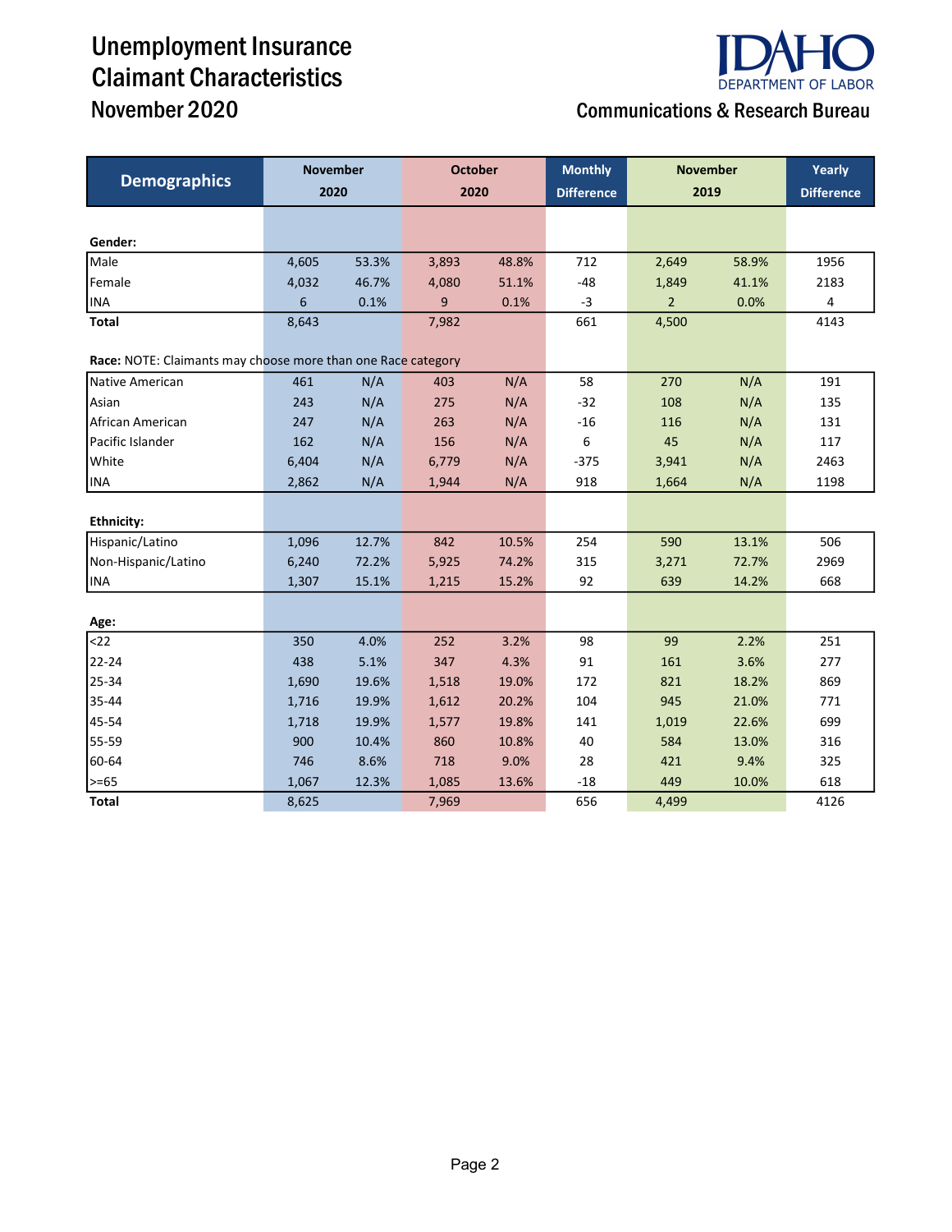# Unemployment Insurance Claimant Characteristics

## November 2020

IDAHO DEPARTMENT OF LABOR

Communications & Research Bureau

| Demographics | November 2020 | | October 2020 | | Monthly Difference | November 2019 | | Yearly Difference |
|---|---|---|---|---|---|---|---|---|
| **Gender:** | | | | | | | | |
| Male | 4,605 | 53.3% | 3,893 | 48.8% | 712 | 2,649 | 58.9% | 1956 |
| Female | 4,032 | 46.7% | 4,080 | 51.1% | -48 | 1,849 | 41.1% | 2183 |
| INA | 6 | 0.1% | 9 | 0.1% | -3 | 2 | 0.0% | 4 |
| **Total** | 8,643 | | 7,982 | | 661 | 4,500 | | 4143 |
| **Race:** NOTE: Claimants may choose more than one Race category | | | | | | | | |
| Native American | 461 | N/A | 403 | N/A | 58 | 270 | N/A | 191 |
| Asian | 243 | N/A | 275 | N/A | -32 | 108 | N/A | 135 |
| African American | 247 | N/A | 263 | N/A | -16 | 116 | N/A | 131 |
| Pacific Islander | 162 | N/A | 156 | N/A | 6 | 45 | N/A | 117 |
| White | 6,404 | N/A | 6,779 | N/A | -375 | 3,941 | N/A | 2463 |
| INA | 2,862 | N/A | 1,944 | N/A | 918 | 1,664 | N/A | 1198 |
| **Ethnicity:** | | | | | | | | |
| Hispanic/Latino | 1,096 | 12.7% | 842 | 10.5% | 254 | 590 | 13.1% | 506 |
| Non-Hispanic/Latino | 6,240 | 72.2% | 5,925 | 74.2% | 315 | 3,271 | 72.7% | 2969 |
| INA | 1,307 | 15.1% | 1,215 | 15.2% | 92 | 639 | 14.2% | 668 |
| **Age:** | | | | | | | | |
| <22 | 350 | 4.0% | 252 | 3.2% | 98 | 99 | 2.2% | 251 |
| 22-24 | 438 | 5.1% | 347 | 4.3% | 91 | 161 | 3.6% | 277 |
| 25-34 | 1,690 | 19.6% | 1,518 | 19.0% | 172 | 821 | 18.2% | 869 |
| 35-44 | 1,716 | 19.9% | 1,612 | 20.2% | 104 | 945 | 21.0% | 771 |
| 45-54 | 1,718 | 19.9% | 1,577 | 19.8% | 141 | 1,019 | 22.6% | 699 |
| 55-59 | 900 | 10.4% | 860 | 10.8% | 40 | 584 | 13.0% | 316 |
| 60-64 | 746 | 8.6% | 718 | 9.0% | 28 | 421 | 9.4% | 325 |
| >=65 | 1,067 | 12.3% | 1,085 | 13.6% | -18 | 449 | 10.0% | 618 |
| **Total** | 8,625 | | 7,969 | | 656 | 4,499 | | 4126 |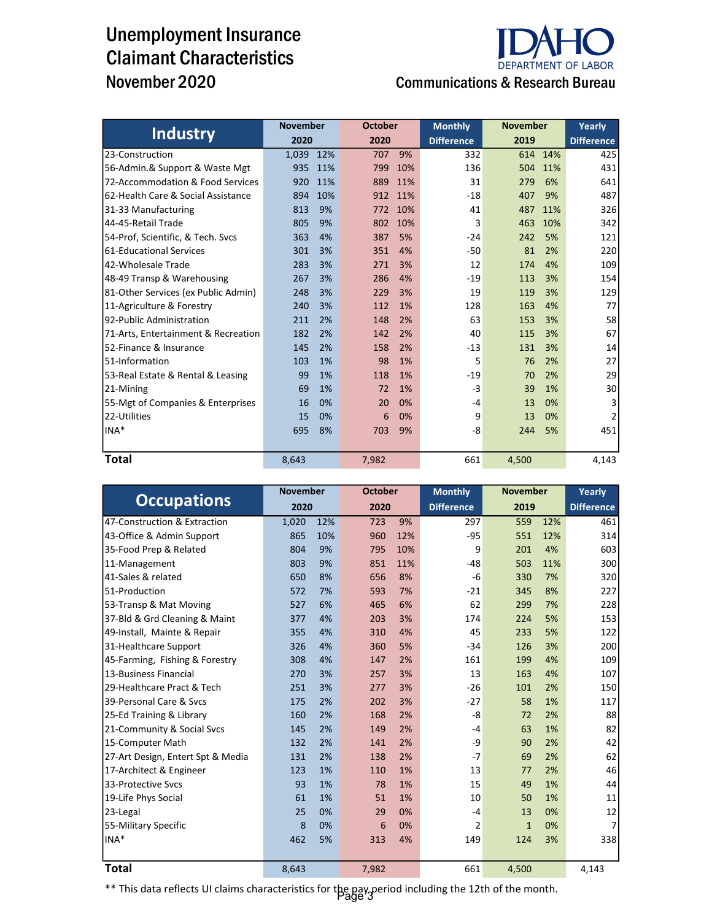# Unemployment Insurance Claimant Characteristics

## November 2020

**IDAHO DEPARTMENT OF LABOR**

**Communications & Research Bureau**

| Industry | November 2020 | | October 2020 | | Monthly Difference | November 2019 | | Yearly Difference |
|---|---|---|---|---|---|---|---|---|
| 23-Construction | 1,039 | 12% | 707 | 9% | 332 | 614 | 14% | 425 |
| 56-Admin.& Support & Waste Mgt | 935 | 11% | 799 | 10% | 136 | 504 | 11% | 431 |
| 72-Accommodation & Food Services | 920 | 11% | 889 | 11% | 31 | 279 | 6% | 641 |
| 62-Health Care & Social Assistance | 894 | 10% | 912 | 11% | -18 | 407 | 9% | 487 |
| 31-33 Manufacturing | 813 | 9% | 772 | 10% | 41 | 487 | 11% | 326 |
| 44-45-Retail Trade | 805 | 9% | 802 | 10% | 3 | 463 | 10% | 342 |
| 54-Prof, Scientific, & Tech. Svcs | 363 | 4% | 387 | 5% | -24 | 242 | 5% | 121 |
| 61-Educational Services | 301 | 3% | 351 | 4% | -50 | 81 | 2% | 220 |
| 42-Wholesale Trade | 283 | 3% | 271 | 3% | 12 | 174 | 4% | 109 |
| 48-49 Transp & Warehousing | 267 | 3% | 286 | 4% | -19 | 113 | 3% | 154 |
| 81-Other Services (ex Public Admin) | 248 | 3% | 229 | 3% | 19 | 119 | 3% | 129 |
| 11-Agriculture & Forestry | 240 | 3% | 112 | 1% | 128 | 163 | 4% | 77 |
| 92-Public Administration | 211 | 2% | 148 | 2% | 63 | 153 | 3% | 58 |
| 71-Arts, Entertainment & Recreation | 182 | 2% | 142 | 2% | 40 | 115 | 3% | 67 |
| 52-Finance & Insurance | 145 | 2% | 158 | 2% | -13 | 131 | 3% | 14 |
| 51-Information | 103 | 1% | 98 | 1% | 5 | 76 | 2% | 27 |
| 53-Real Estate & Rental & Leasing | 99 | 1% | 118 | 1% | -19 | 70 | 2% | 29 |
| 21-Mining | 69 | 1% | 72 | 1% | -3 | 39 | 1% | 30 |
| 55-Mgt of Companies & Enterprises | 16 | 0% | 20 | 0% | -4 | 13 | 0% | 3 |
| 22-Utilities | 15 | 0% | 6 | 0% | 9 | 13 | 0% | 2 |
| INA* | 695 | 8% | 703 | 9% | -8 | 244 | 5% | 451 |
| **Total** | 8,643 | | 7,982 | | 661 | 4,500 | | 4,143 |

| Occupations | November 2020 | | October 2020 | | Monthly Difference | November 2019 | | Yearly Difference |
|---|---|---|---|---|---|---|---|---|
| 47-Construction & Extraction | 1,020 | 12% | 723 | 9% | 297 | 559 | 12% | 461 |
| 43-Office & Admin Support | 865 | 10% | 960 | 12% | -95 | 551 | 12% | 314 |
| 35-Food Prep & Related | 804 | 9% | 795 | 10% | 9 | 201 | 4% | 603 |
| 11-Management | 803 | 9% | 851 | 11% | -48 | 503 | 11% | 300 |
| 41-Sales & related | 650 | 8% | 656 | 8% | -6 | 330 | 7% | 320 |
| 51-Production | 572 | 7% | 593 | 7% | -21 | 345 | 8% | 227 |
| 53-Transp & Mat Moving | 527 | 6% | 465 | 6% | 62 | 299 | 7% | 228 |
| 37-Bld & Grd Cleaning & Maint | 377 | 4% | 203 | 3% | 174 | 224 | 5% | 153 |
| 49-Install, Mainte & Repair | 355 | 4% | 310 | 4% | 45 | 233 | 5% | 122 |
| 31-Healthcare Support | 326 | 4% | 360 | 5% | -34 | 126 | 3% | 200 |
| 45-Farming, Fishing & Forestry | 308 | 4% | 147 | 2% | 161 | 199 | 4% | 109 |
| 13-Business Financial | 270 | 3% | 257 | 3% | 13 | 163 | 4% | 107 |
| 29-Healthcare Pract & Tech | 251 | 3% | 277 | 3% | -26 | 101 | 2% | 150 |
| 39-Personal Care & Svcs | 175 | 2% | 202 | 3% | -27 | 58 | 1% | 117 |
| 25-Ed Training & Library | 160 | 2% | 168 | 2% | -8 | 72 | 2% | 88 |
| 21-Community & Social Svcs | 145 | 2% | 149 | 2% | -4 | 63 | 1% | 82 |
| 15-Computer Math | 132 | 2% | 141 | 2% | -9 | 90 | 2% | 42 |
| 27-Art Design, Entert Spt & Media | 131 | 2% | 138 | 2% | -7 | 69 | 2% | 62 |
| 17-Architect & Engineer | 123 | 1% | 110 | 1% | 13 | 77 | 2% | 46 |
| 33-Protective Svcs | 93 | 1% | 78 | 1% | 15 | 49 | 1% | 44 |
| 19-Life Phys Social | 61 | 1% | 51 | 1% | 10 | 50 | 1% | 11 |
| 23-Legal | 25 | 0% | 29 | 0% | -4 | 13 | 0% | 12 |
| 55-Military Specific | 8 | 0% | 6 | 0% | 2 | 1 | 0% | 7 |
| INA* | 462 | 5% | 313 | 4% | 149 | 124 | 3% | 338 |
| **Total** | 8,643 | | 7,982 | | 661 | 4,500 | | 4,143 |

** This data reflects UI claims characteristics for the pay period including the 12th of the month.